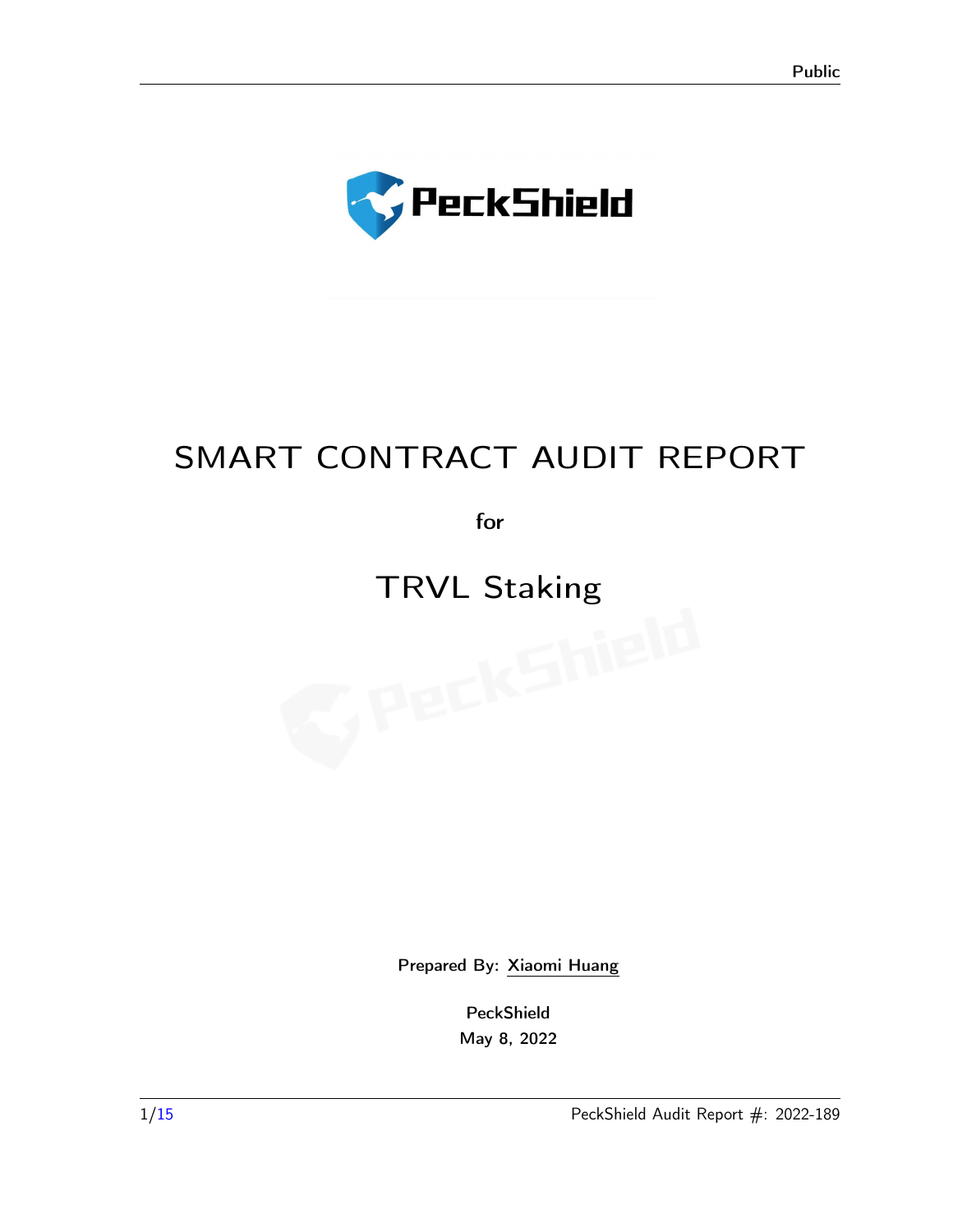# SMART CONTRACT AUDIT REPORT

for

# TRVL Staking

Prepared By: Xiaomi Huang

PeckShield

May 8, 2022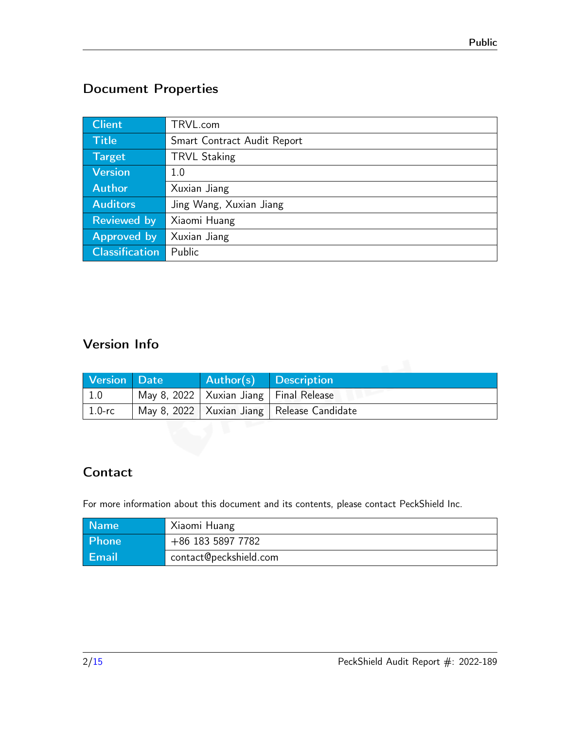## Document Properties

| Client | TRVL.com |
|---|---|
| Title | Smart Contract Audit Report |
| Target | TRVL Staking |
| Version | 1.0 |
| Author | Xuxian Jiang |
| Auditors | Jing Wang, Xuxian Jiang |
| Reviewed by | Xiaomi Huang |
| Approved by | Xuxian Jiang |
| Classification | Public |

## Version Info

| Version | Date | Author(s) | Description |
|---|---|---|---|
| 1.0 | May 8, 2022 | Xuxian Jiang | Final Release |
| 1.0-rc | May 8, 2022 | Xuxian Jiang | Release Candidate |

## Contact

For more information about this document and its contents, please contact PeckShield Inc.

| Name | Xiaomi Huang |
|---|---|
| Phone | +86 183 5897 7782 |
| Email | contact@peckshield.com |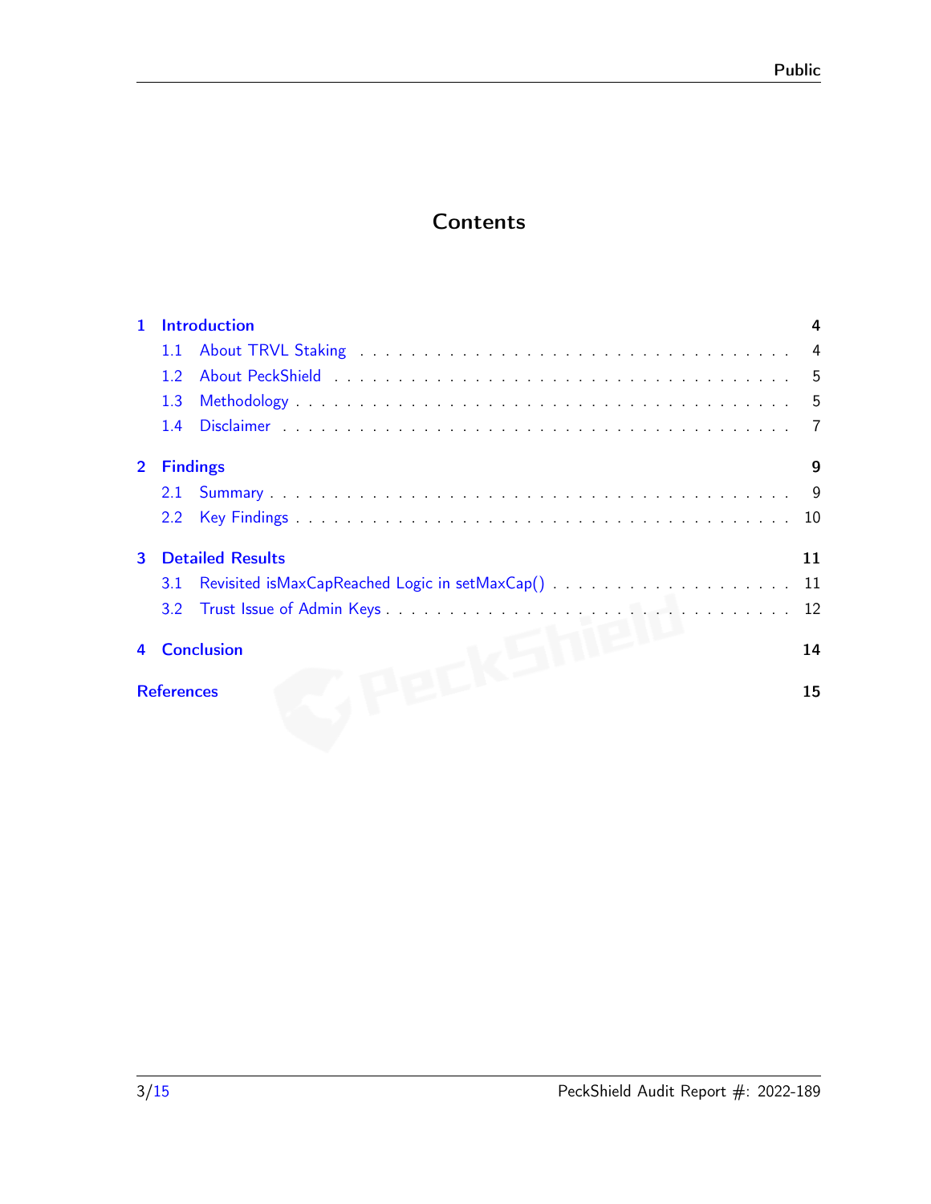# Contents

**1 Introduction** — 4

- 1.1 About TRVL Staking — 4
- 1.2 About PeckShield — 5
- 1.3 Methodology — 5
- 1.4 Disclaimer — 7

**2 Findings** — 9

- 2.1 Summary — 9
- 2.2 Key Findings — 10

**3 Detailed Results** — 11

- 3.1 Revisited isMaxCapReached Logic in setMaxCap() — 11
- 3.2 Trust Issue of Admin Keys — 12

**4 Conclusion** — 14

**References** — 15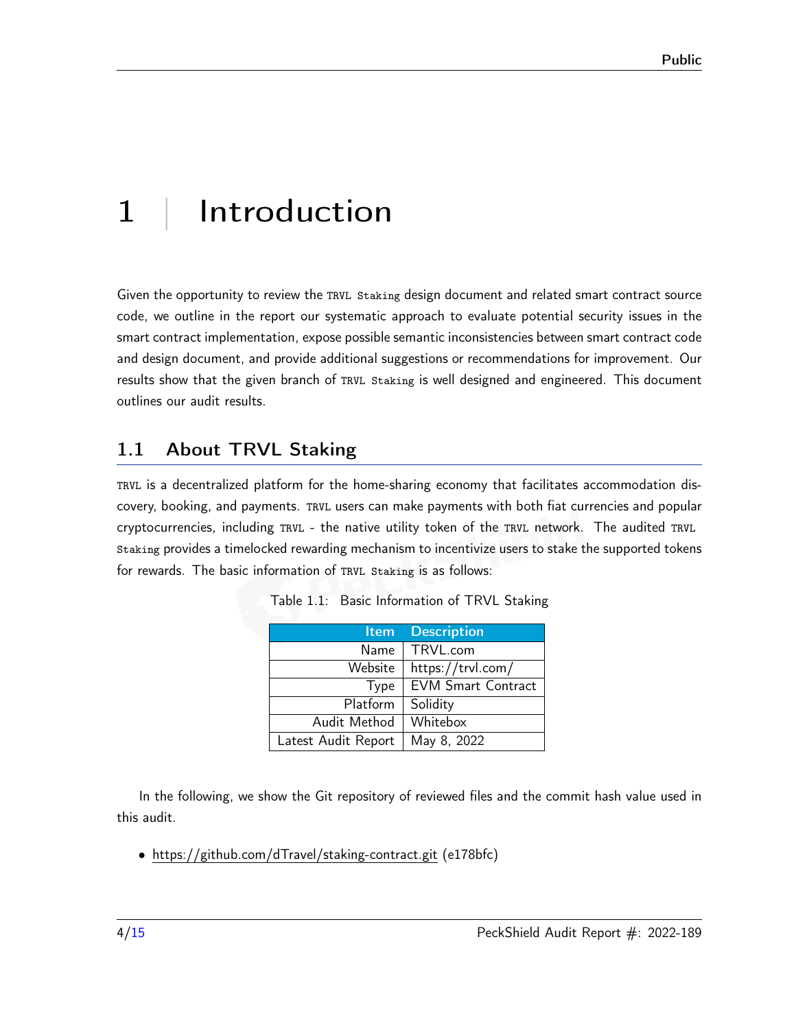# 1 | Introduction

Given the opportunity to review the `TRVL Staking` design document and related smart contract source code, we outline in the report our systematic approach to evaluate potential security issues in the smart contract implementation, expose possible semantic inconsistencies between smart contract code and design document, and provide additional suggestions or recommendations for improvement. Our results show that the given branch of `TRVL Staking` is well designed and engineered. This document outlines our audit results.

## 1.1 About TRVL Staking

`TRVL` is a decentralized platform for the home-sharing economy that facilitates accommodation discovery, booking, and payments. `TRVL` users can make payments with both fiat currencies and popular cryptocurrencies, including `TRVL` - the native utility token of the `TRVL` network. The audited `TRVL Staking` provides a timelocked rewarding mechanism to incentivize users to stake the supported tokens for rewards. The basic information of `TRVL Staking` is as follows:

Table 1.1: Basic Information of TRVL Staking

| Item | Description |
|---:|---|
| Name | TRVL.com |
| Website | https://trvl.com/ |
| Type | EVM Smart Contract |
| Platform | Solidity |
| Audit Method | Whitebox |
| Latest Audit Report | May 8, 2022 |

In the following, we show the Git repository of reviewed files and the commit hash value used in this audit.

- https://github.com/dTravel/staking-contract.git (e178bfc)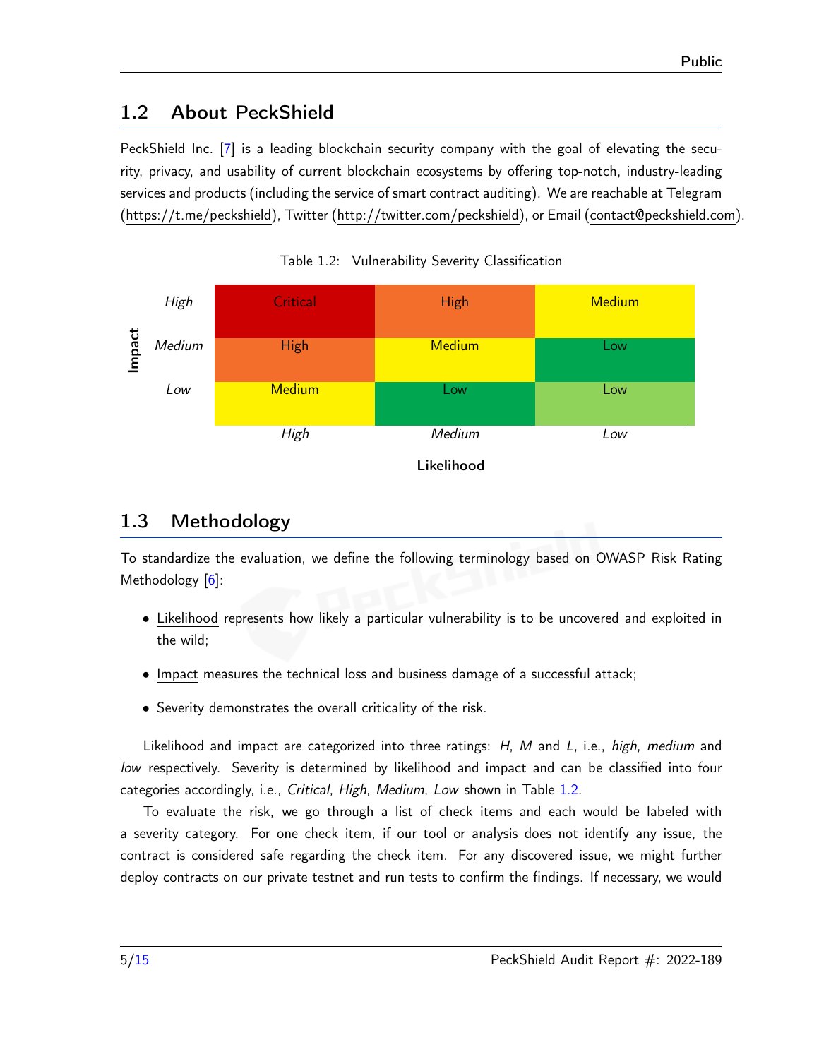## 1.2 About PeckShield

PeckShield Inc. [7] is a leading blockchain security company with the goal of elevating the security, privacy, and usability of current blockchain ecosystems by offering top-notch, industry-leading services and products (including the service of smart contract auditing). We are reachable at Telegram (https://t.me/peckshield), Twitter (http://twitter.com/peckshield), or Email (contact@peckshield.com).

Table 1.2: Vulnerability Severity Classification

| Impact \ Likelihood | *High* | *Medium* | *Low* |
|---|---|---|---|
| *High* | Critical | High | Medium |
| *Medium* | High | Medium | Low |
| *Low* | Medium | Low | Low |

## 1.3 Methodology

To standardize the evaluation, we define the following terminology based on OWASP Risk Rating Methodology [6]:

- Likelihood represents how likely a particular vulnerability is to be uncovered and exploited in the wild;
- Impact measures the technical loss and business damage of a successful attack;
- Severity demonstrates the overall criticality of the risk.

Likelihood and impact are categorized into three ratings: *H*, *M* and *L*, i.e., *high*, *medium* and *low* respectively. Severity is determined by likelihood and impact and can be classified into four categories accordingly, i.e., *Critical*, *High*, *Medium*, *Low* shown in Table 1.2.

To evaluate the risk, we go through a list of check items and each would be labeled with a severity category. For one check item, if our tool or analysis does not identify any issue, the contract is considered safe regarding the check item. For any discovered issue, we might further deploy contracts on our private testnet and run tests to confirm the findings. If necessary, we would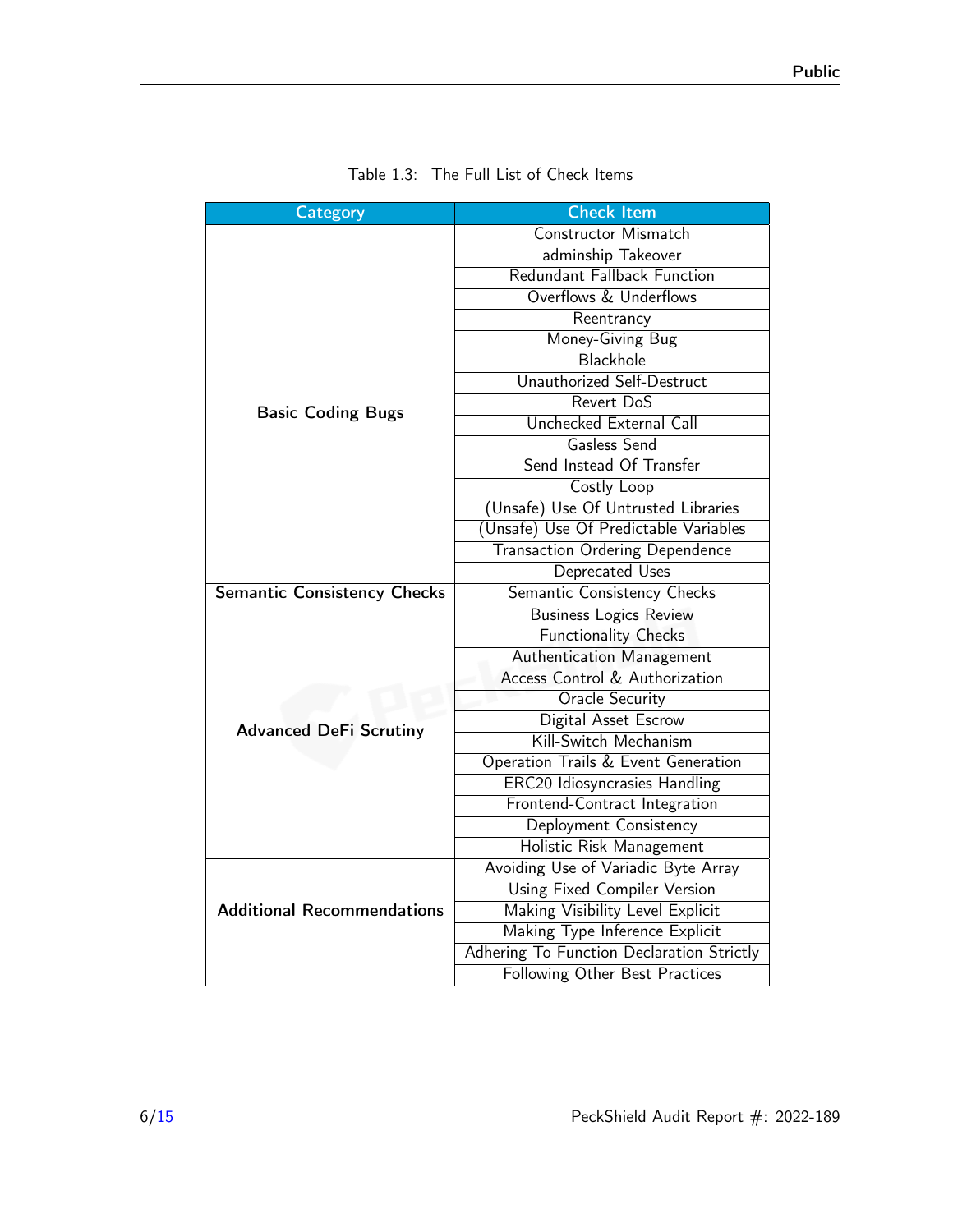Table 1.3: The Full List of Check Items

| Category | Check Item |
|---|---|
| Basic Coding Bugs | Constructor Mismatch |
| | adminship Takeover |
| | Redundant Fallback Function |
| | Overflows & Underflows |
| | Reentrancy |
| | Money-Giving Bug |
| | Blackhole |
| | Unauthorized Self-Destruct |
| | Revert DoS |
| | Unchecked External Call |
| | Gasless Send |
| | Send Instead Of Transfer |
| | Costly Loop |
| | (Unsafe) Use Of Untrusted Libraries |
| | (Unsafe) Use Of Predictable Variables |
| | Transaction Ordering Dependence |
| | Deprecated Uses |
| Semantic Consistency Checks | Semantic Consistency Checks |
| Advanced DeFi Scrutiny | Business Logics Review |
| | Functionality Checks |
| | Authentication Management |
| | Access Control & Authorization |
| | Oracle Security |
| | Digital Asset Escrow |
| | Kill-Switch Mechanism |
| | Operation Trails & Event Generation |
| | ERC20 Idiosyncrasies Handling |
| | Frontend-Contract Integration |
| | Deployment Consistency |
| | Holistic Risk Management |
| Additional Recommendations | Avoiding Use of Variadic Byte Array |
| | Using Fixed Compiler Version |
| | Making Visibility Level Explicit |
| | Making Type Inference Explicit |
| | Adhering To Function Declaration Strictly |
| | Following Other Best Practices |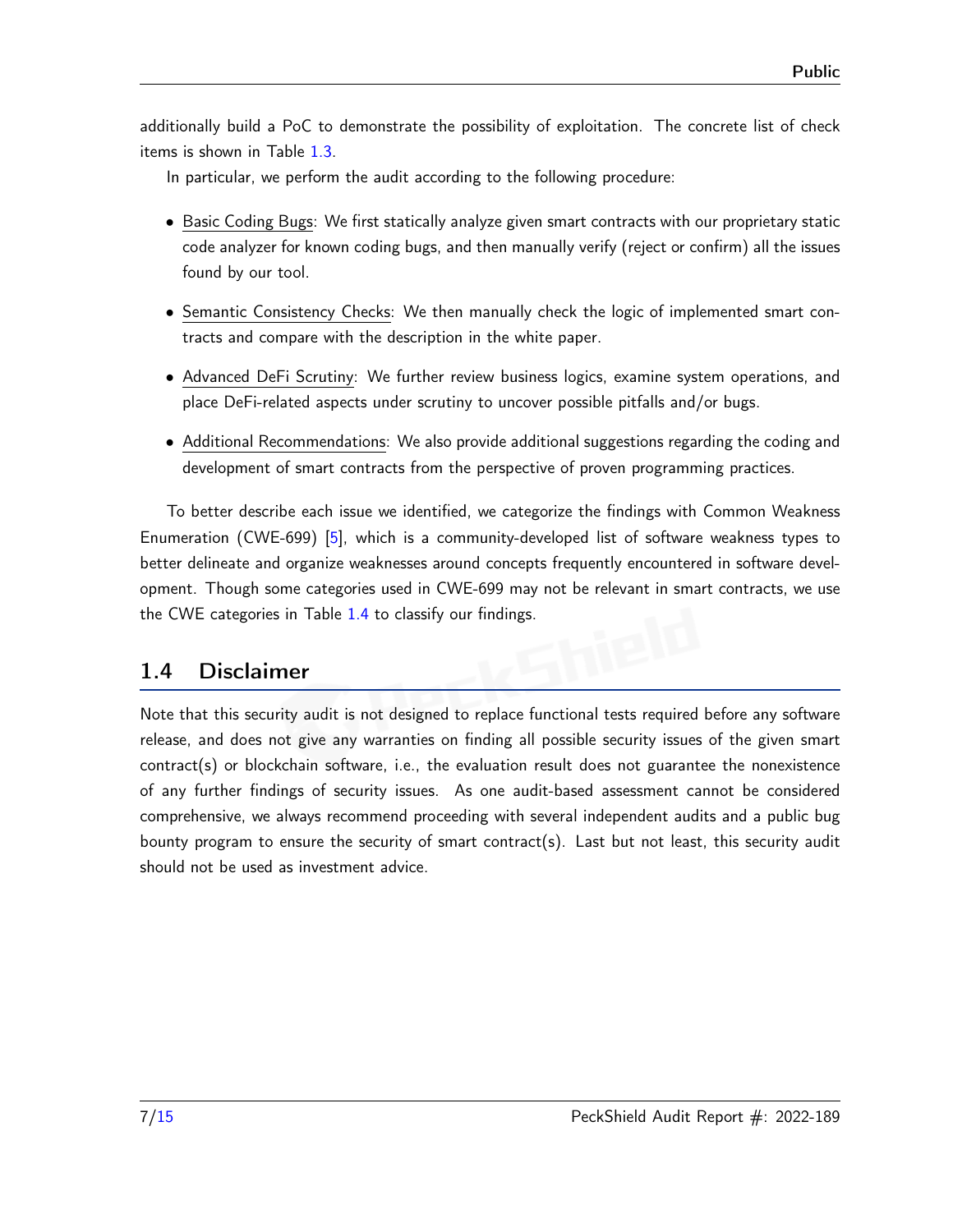additionally build a PoC to demonstrate the possibility of exploitation. The concrete list of check items is shown in Table 1.3.

In particular, we perform the audit according to the following procedure:

- Basic Coding Bugs: We first statically analyze given smart contracts with our proprietary static code analyzer for known coding bugs, and then manually verify (reject or confirm) all the issues found by our tool.
- Semantic Consistency Checks: We then manually check the logic of implemented smart contracts and compare with the description in the white paper.
- Advanced DeFi Scrutiny: We further review business logics, examine system operations, and place DeFi-related aspects under scrutiny to uncover possible pitfalls and/or bugs.
- Additional Recommendations: We also provide additional suggestions regarding the coding and development of smart contracts from the perspective of proven programming practices.

To better describe each issue we identified, we categorize the findings with Common Weakness Enumeration (CWE-699) [5], which is a community-developed list of software weakness types to better delineate and organize weaknesses around concepts frequently encountered in software development. Though some categories used in CWE-699 may not be relevant in smart contracts, we use the CWE categories in Table 1.4 to classify our findings.

## 1.4 Disclaimer

Note that this security audit is not designed to replace functional tests required before any software release, and does not give any warranties on finding all possible security issues of the given smart contract(s) or blockchain software, i.e., the evaluation result does not guarantee the nonexistence of any further findings of security issues. As one audit-based assessment cannot be considered comprehensive, we always recommend proceeding with several independent audits and a public bug bounty program to ensure the security of smart contract(s). Last but not least, this security audit should not be used as investment advice.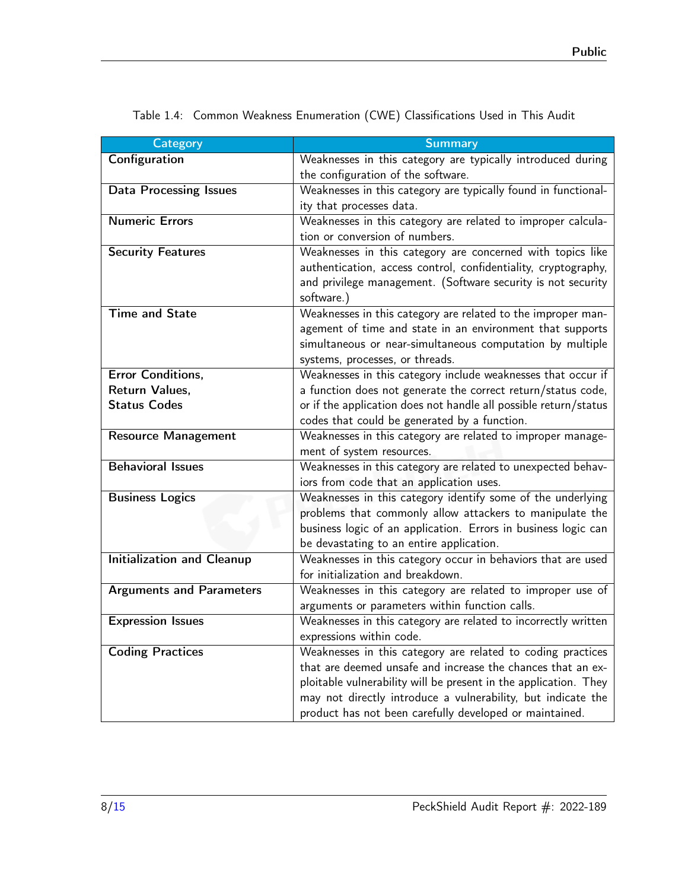Table 1.4: Common Weakness Enumeration (CWE) Classifications Used in This Audit

| Category | Summary |
| --- | --- |
| **Configuration** | Weaknesses in this category are typically introduced during the configuration of the software. |
| **Data Processing Issues** | Weaknesses in this category are typically found in functionality that processes data. |
| **Numeric Errors** | Weaknesses in this category are related to improper calculation or conversion of numbers. |
| **Security Features** | Weaknesses in this category are concerned with topics like authentication, access control, confidentiality, cryptography, and privilege management. (Software security is not security software.) |
| **Time and State** | Weaknesses in this category are related to the improper management of time and state in an environment that supports simultaneous or near-simultaneous computation by multiple systems, processes, or threads. |
| **Error Conditions, Return Values, Status Codes** | Weaknesses in this category include weaknesses that occur if a function does not generate the correct return/status code, or if the application does not handle all possible return/status codes that could be generated by a function. |
| **Resource Management** | Weaknesses in this category are related to improper management of system resources. |
| **Behavioral Issues** | Weaknesses in this category are related to unexpected behaviors from code that an application uses. |
| **Business Logics** | Weaknesses in this category identify some of the underlying problems that commonly allow attackers to manipulate the business logic of an application. Errors in business logic can be devastating to an entire application. |
| **Initialization and Cleanup** | Weaknesses in this category occur in behaviors that are used for initialization and breakdown. |
| **Arguments and Parameters** | Weaknesses in this category are related to improper use of arguments or parameters within function calls. |
| **Expression Issues** | Weaknesses in this category are related to incorrectly written expressions within code. |
| **Coding Practices** | Weaknesses in this category are related to coding practices that are deemed unsafe and increase the chances that an exploitable vulnerability will be present in the application. They may not directly introduce a vulnerability, but indicate the product has not been carefully developed or maintained. |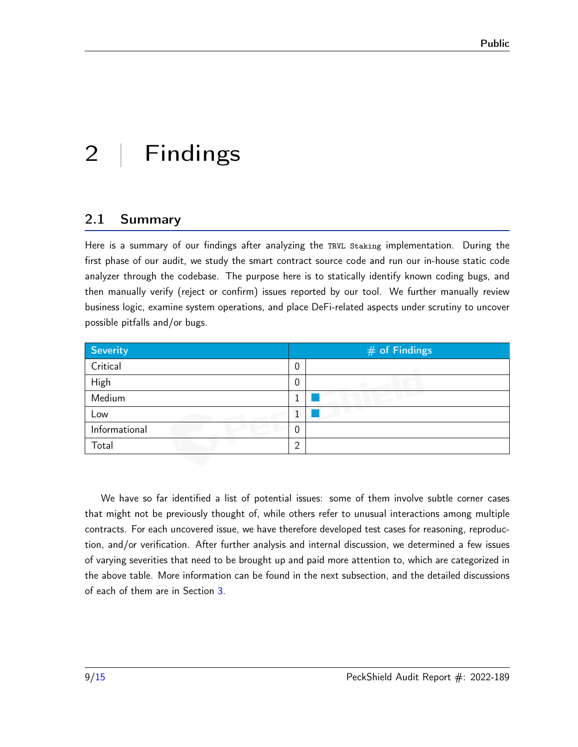# 2 | Findings

## 2.1 Summary

Here is a summary of our findings after analyzing the `TRVL Staking` implementation. During the first phase of our audit, we study the smart contract source code and run our in-house static code analyzer through the codebase. The purpose here is to statically identify known coding bugs, and then manually verify (reject or confirm) issues reported by our tool. We further manually review business logic, examine system operations, and place DeFi-related aspects under scrutiny to uncover possible pitfalls and/or bugs.

| Severity | # of Findings | |
|---|---|---|
| Critical | 0 | |
| High | 0 | |
| Medium | 1 | ■ |
| Low | 1 | ■ |
| Informational | 0 | |
| Total | 2 | |

We have so far identified a list of potential issues: some of them involve subtle corner cases that might not be previously thought of, while others refer to unusual interactions among multiple contracts. For each uncovered issue, we have therefore developed test cases for reasoning, reproduction, and/or verification. After further analysis and internal discussion, we determined a few issues of varying severities that need to be brought up and paid more attention to, which are categorized in the above table. More information can be found in the next subsection, and the detailed discussions of each of them are in Section 3.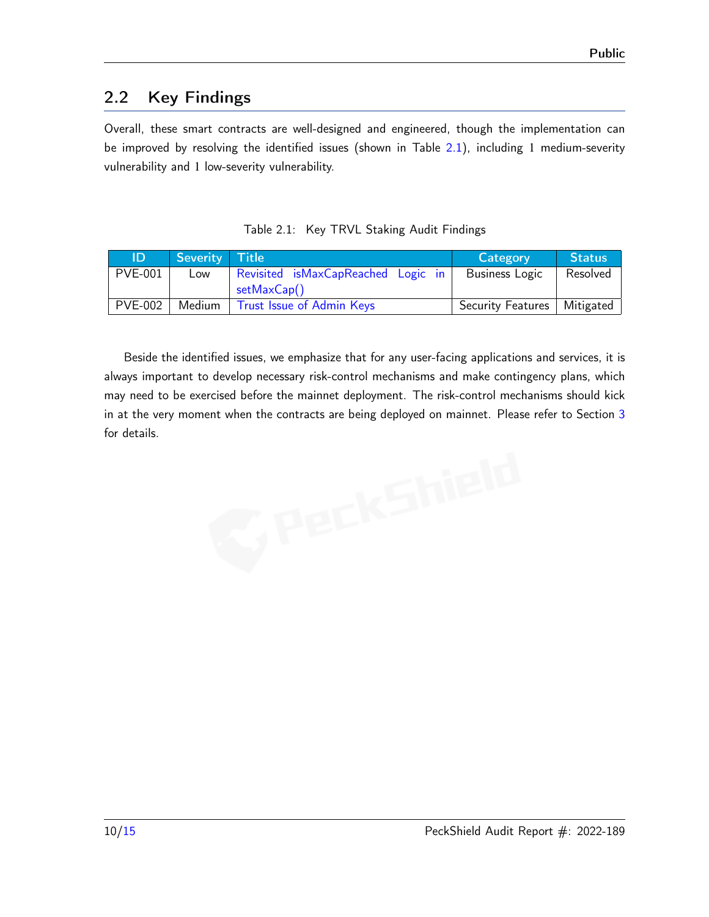## 2.2 Key Findings

Overall, these smart contracts are well-designed and engineered, though the implementation can be improved by resolving the identified issues (shown in Table 2.1), including 1 medium-severity vulnerability and 1 low-severity vulnerability.

Table 2.1: Key TRVL Staking Audit Findings

| ID | Severity | Title | Category | Status |
|---|---|---|---|---|
| PVE-001 | Low | Revisited isMaxCapReached Logic in setMaxCap() | Business Logic | Resolved |
| PVE-002 | Medium | Trust Issue of Admin Keys | Security Features | Mitigated |

Beside the identified issues, we emphasize that for any user-facing applications and services, it is always important to develop necessary risk-control mechanisms and make contingency plans, which may need to be exercised before the mainnet deployment. The risk-control mechanisms should kick in at the very moment when the contracts are being deployed on mainnet. Please refer to Section 3 for details.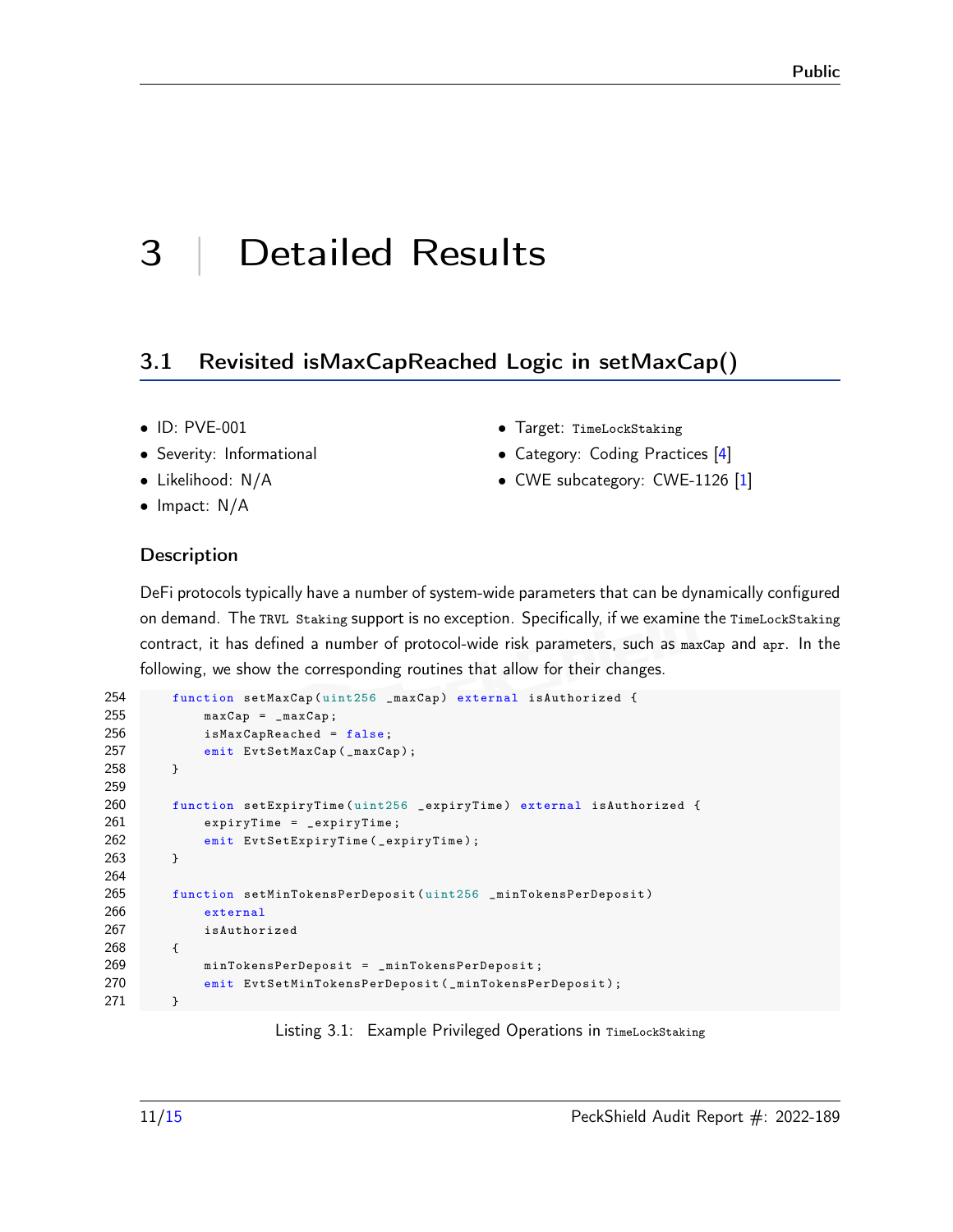# 3 | Detailed Results

## 3.1 Revisited isMaxCapReached Logic in setMaxCap()

- ID: PVE-001
- Severity: Informational
- Likelihood: N/A
- Impact: N/A
- Target: `TimeLockStaking`
- Category: Coding Practices [4]
- CWE subcategory: CWE-1126 [1]

### Description

DeFi protocols typically have a number of system-wide parameters that can be dynamically configured on demand. The `TRVL Staking` support is no exception. Specifically, if we examine the `TimeLockStaking` contract, it has defined a number of protocol-wide risk parameters, such as `maxCap` and `apr`. In the following, we show the corresponding routines that allow for their changes.

```
254     function setMaxCap(uint256 _maxCap) external isAuthorized {
255         maxCap = _maxCap;
256         isMaxCapReached = false;
257         emit EvtSetMaxCap(_maxCap);
258     }
259
260     function setExpiryTime(uint256 _expiryTime) external isAuthorized {
261         expiryTime = _expiryTime;
262         emit EvtSetExpiryTime(_expiryTime);
263     }
264
265     function setMinTokensPerDeposit(uint256 _minTokensPerDeposit)
266         external
267         isAuthorized
268     {
269         minTokensPerDeposit = _minTokensPerDeposit;
270         emit EvtSetMinTokensPerDeposit(_minTokensPerDeposit);
271     }
```

Listing 3.1: Example Privileged Operations in `TimeLockStaking`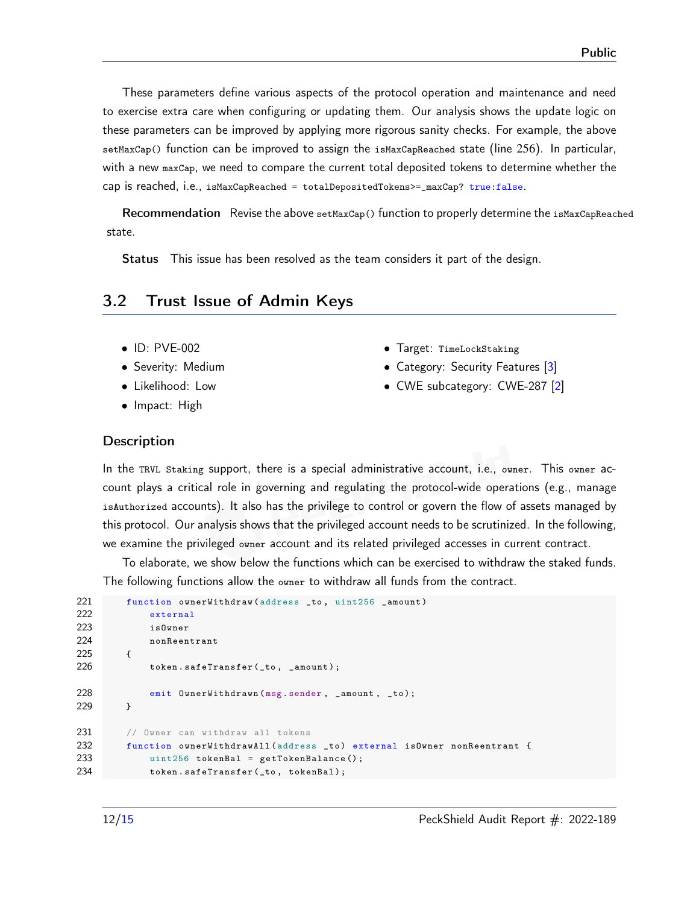These parameters define various aspects of the protocol operation and maintenance and need to exercise extra care when configuring or updating them. Our analysis shows the update logic on these parameters can be improved by applying more rigorous sanity checks. For example, the above `setMaxCap()` function can be improved to assign the `isMaxCapReached` state (line 256). In particular, with a new `maxCap`, we need to compare the current total deposited tokens to determine whether the cap is reached, i.e., `isMaxCapReached = totalDepositedTokens>=_maxCap? true:false`.

**Recommendation** Revise the above `setMaxCap()` function to properly determine the `isMaxCapReached` state.

**Status** This issue has been resolved as the team considers it part of the design.

## 3.2 Trust Issue of Admin Keys

- ID: PVE-002
- Severity: Medium
- Likelihood: Low
- Impact: High
- Target: `TimeLockStaking`
- Category: Security Features [3]
- CWE subcategory: CWE-287 [2]

### Description

In the `TRVL Staking` support, there is a special administrative account, i.e., `owner`. This `owner` account plays a critical role in governing and regulating the protocol-wide operations (e.g., manage `isAuthorized` accounts). It also has the privilege to control or govern the flow of assets managed by this protocol. Our analysis shows that the privileged account needs to be scrutinized. In the following, we examine the privileged `owner` account and its related privileged accesses in current contract.

To elaborate, we show below the functions which can be exercised to withdraw the staked funds. The following functions allow the `owner` to withdraw all funds from the contract.

```
221     function ownerWithdraw(address _to, uint256 _amount)
222         external
223         isOwner
224         nonReentrant
225     {
226         token.safeTransfer(_to, _amount);

228         emit OwnerWithdrawn(msg.sender, _amount, _to);
229     }

231     // Owner can withdraw all tokens
232     function ownerWithdrawAll(address _to) external isOwner nonReentrant {
233         uint256 tokenBal = getTokenBalance();
234         token.safeTransfer(_to, tokenBal);
```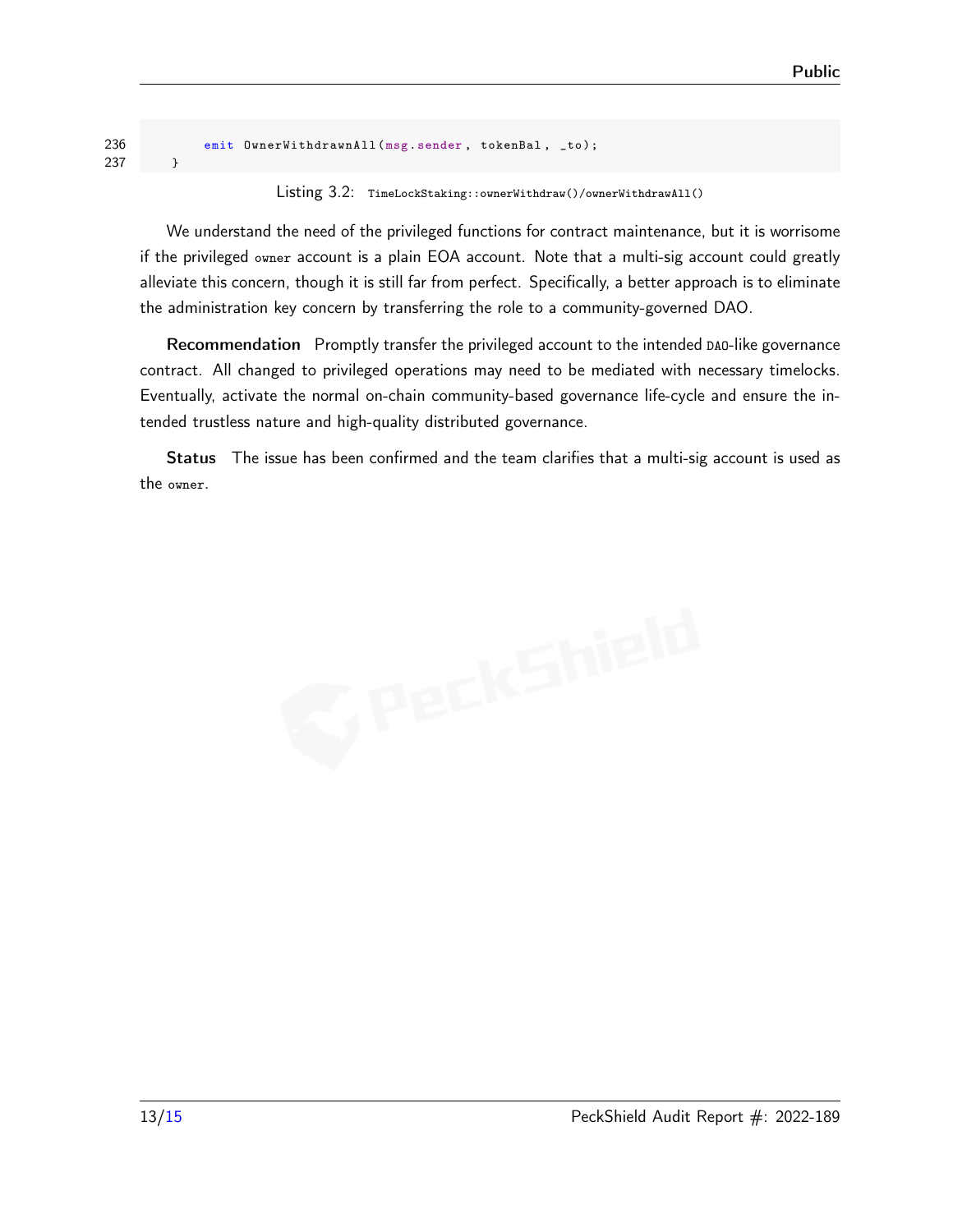```
236         emit OwnerWithdrawnAll(msg.sender, tokenBal, _to);
237     }
```

Listing 3.2: `TimeLockStaking::ownerWithdraw()/ownerWithdrawAll()`

We understand the need of the privileged functions for contract maintenance, but it is worrisome if the privileged `owner` account is a plain EOA account. Note that a multi-sig account could greatly alleviate this concern, though it is still far from perfect. Specifically, a better approach is to eliminate the administration key concern by transferring the role to a community-governed DAO.

**Recommendation** Promptly transfer the privileged account to the intended `DAO`-like governance contract. All changed to privileged operations may need to be mediated with necessary timelocks. Eventually, activate the normal on-chain community-based governance life-cycle and ensure the intended trustless nature and high-quality distributed governance.

**Status** The issue has been confirmed and the team clarifies that a multi-sig account is used as the `owner`.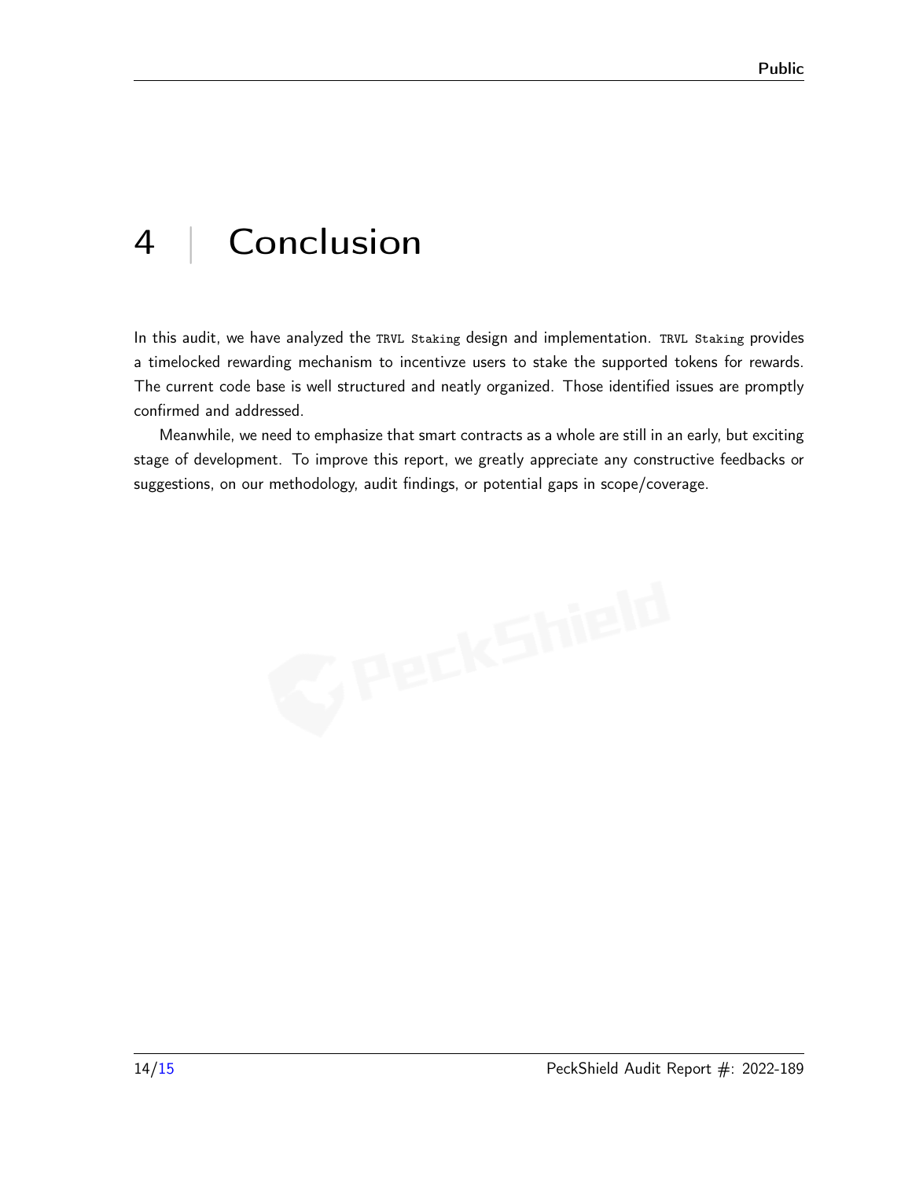# 4 | Conclusion

In this audit, we have analyzed the `TRVL Staking` design and implementation. `TRVL Staking` provides a timelocked rewarding mechanism to incentivze users to stake the supported tokens for rewards. The current code base is well structured and neatly organized. Those identified issues are promptly confirmed and addressed.

Meanwhile, we need to emphasize that smart contracts as a whole are still in an early, but exciting stage of development. To improve this report, we greatly appreciate any constructive feedbacks or suggestions, on our methodology, audit findings, or potential gaps in scope/coverage.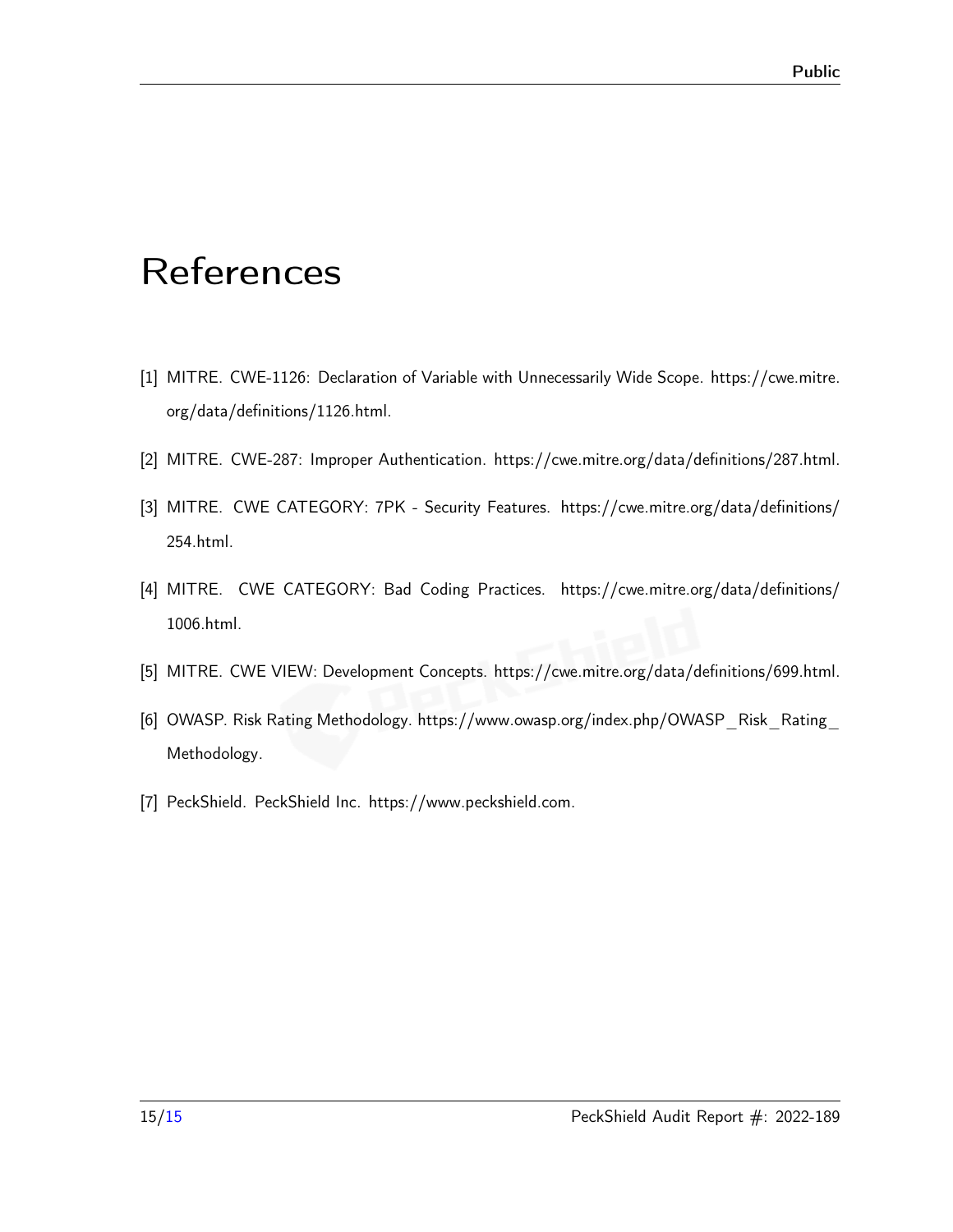# References

[1] MITRE. CWE-1126: Declaration of Variable with Unnecessarily Wide Scope. https://cwe.mitre.org/data/definitions/1126.html.

[2] MITRE. CWE-287: Improper Authentication. https://cwe.mitre.org/data/definitions/287.html.

[3] MITRE. CWE CATEGORY: 7PK - Security Features. https://cwe.mitre.org/data/definitions/254.html.

[4] MITRE. CWE CATEGORY: Bad Coding Practices. https://cwe.mitre.org/data/definitions/1006.html.

[5] MITRE. CWE VIEW: Development Concepts. https://cwe.mitre.org/data/definitions/699.html.

[6] OWASP. Risk Rating Methodology. https://www.owasp.org/index.php/OWASP_Risk_Rating_Methodology.

[7] PeckShield. PeckShield Inc. https://www.peckshield.com.